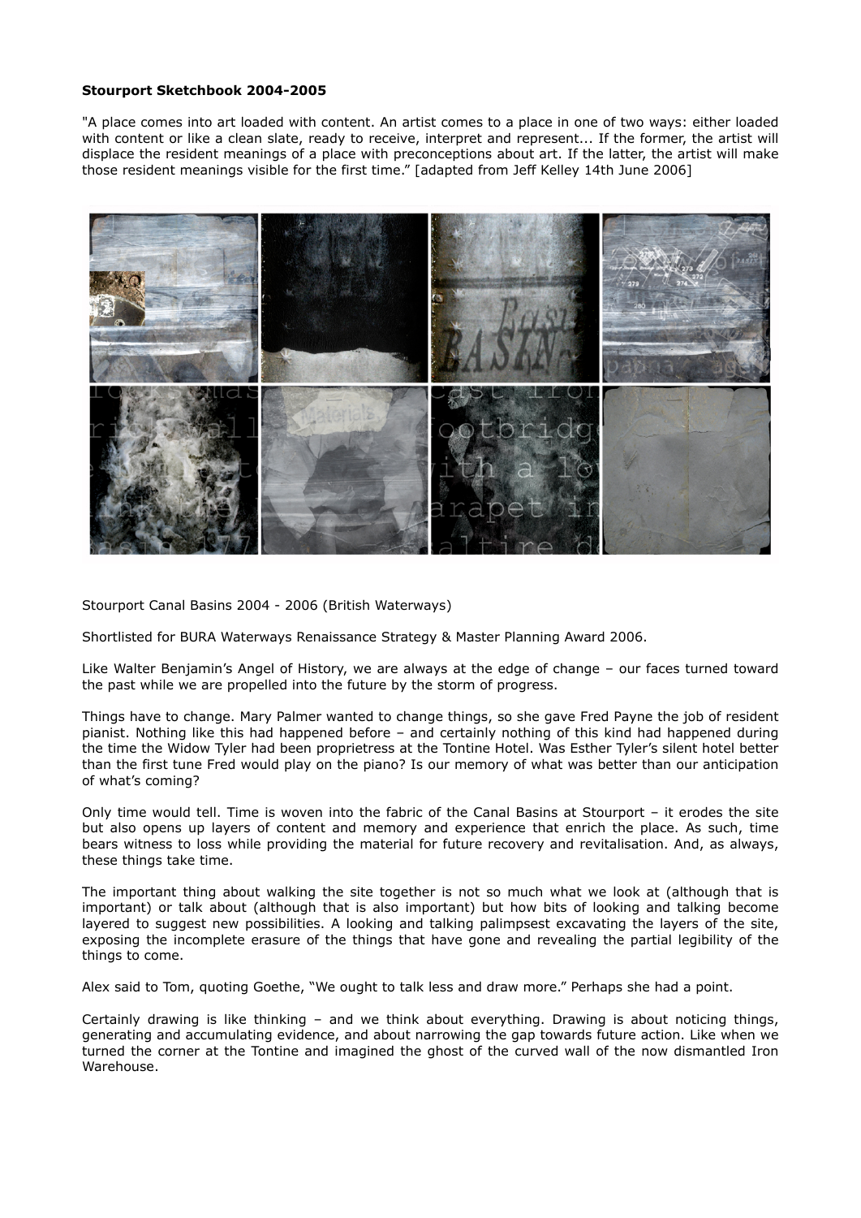**Stourport Sketchbook 2004-2005**

"A place comes into art loaded with content. An artist comes to a place in one of two ways: either loaded with content or like a clean slate, ready to receive, interpret and represent... If the former, the artist will displace the resident meanings of a place with preconceptions about art. If the latter, the artist will make those resident meanings visible for the first time." [adapted from Jeff Kelley 14th June 2006]

Stourport Canal Basins 2004 - 2006 (British Waterways)

Shortlisted for BURA Waterways Renaissance Strategy & Master Planning Award 2006.

Like Walter Benjamin's Angel of History, we are always at the edge of change – our faces turned toward the past while we are propelled into the future by the storm of progress.

Things have to change. Mary Palmer wanted to change things, so she gave Fred Payne the job of resident pianist. Nothing like this had happened before – and certainly nothing of this kind had happened during the time the Widow Tyler had been proprietress at the Tontine Hotel. Was Esther Tyler's silent hotel better than the first tune Fred would play on the piano? Is our memory of what was better than our anticipation of what's coming?

Only time would tell. Time is woven into the fabric of the Canal Basins at Stourport – it erodes the site but also opens up layers of content and memory and experience that enrich the place. As such, time bears witness to loss while providing the material for future recovery and revitalisation. And, as always, these things take time.

The important thing about walking the site together is not so much what we look at (although that is important) or talk about (although that is also important) but how bits of looking and talking become layered to suggest new possibilities. A looking and talking palimpsest excavating the layers of the site, exposing the incomplete erasure of the things that have gone and revealing the partial legibility of the things to come.

Alex said to Tom, quoting Goethe, "We ought to talk less and draw more." Perhaps she had a point.

Certainly drawing is like thinking – and we think about everything. Drawing is about noticing things, generating and accumulating evidence, and about narrowing the gap towards future action. Like when we turned the corner at the Tontine and imagined the ghost of the curved wall of the now dismantled Iron Warehouse.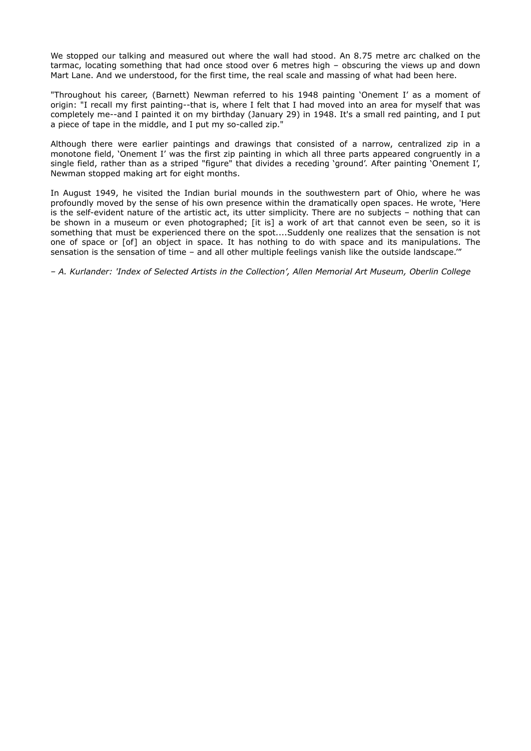We stopped our talking and measured out where the wall had stood. An 8.75 metre arc chalked on the tarmac, locating something that had once stood over 6 metres high – obscuring the views up and down Mart Lane. And we understood, for the first time, the real scale and massing of what had been here.

"Throughout his career, (Barnett) Newman referred to his 1948 painting 'Onement I' as a moment of origin: "I recall my first painting--that is, where I felt that I had moved into an area for myself that was completely me--and I painted it on my birthday (January 29) in 1948. It's a small red painting, and I put a piece of tape in the middle, and I put my so-called zip."

Although there were earlier paintings and drawings that consisted of a narrow, centralized zip in a monotone field, 'Onement I' was the first zip painting in which all three parts appeared congruently in a single field, rather than as a striped "figure" that divides a receding 'ground'. After painting 'Onement I', Newman stopped making art for eight months.

In August 1949, he visited the Indian burial mounds in the southwestern part of Ohio, where he was profoundly moved by the sense of his own presence within the dramatically open spaces. He wrote, 'Here is the self-evident nature of the artistic act, its utter simplicity. There are no subjects – nothing that can be shown in a museum or even photographed; [it is] a work of art that cannot even be seen, so it is something that must be experienced there on the spot....Suddenly one realizes that the sensation is not one of space or [of] an object in space. It has nothing to do with space and its manipulations. The sensation is the sensation of time – and all other multiple feelings vanish like the outside landscape.'"

*– A. Kurlander: 'Index of Selected Artists in the Collection', Allen Memorial Art Museum, Oberlin College*